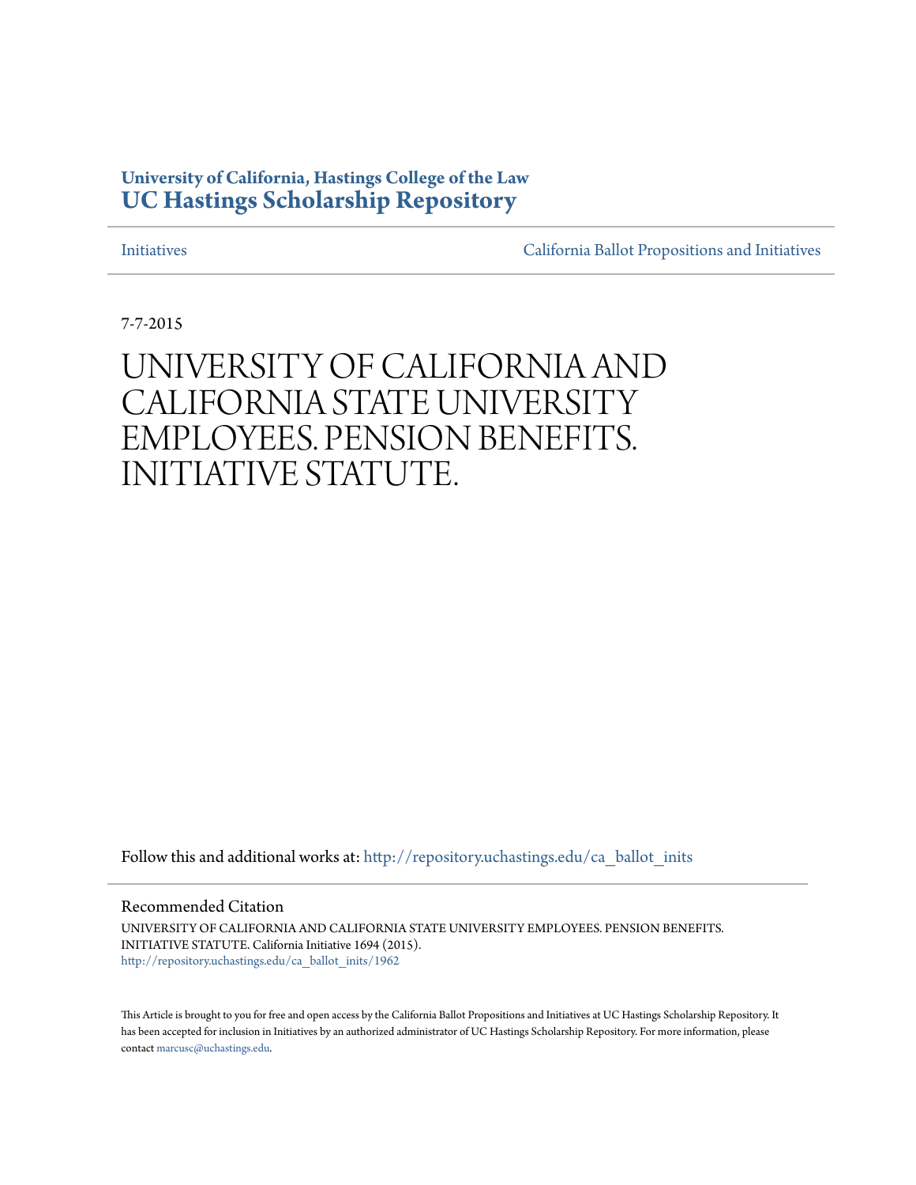**University of California, Hastings College of the Law**
**UC Hastings Scholarship Repository**

Initiatives | California Ballot Propositions and Initiatives

7-7-2015

# UNIVERSITY OF CALIFORNIA AND CALIFORNIA STATE UNIVERSITY EMPLOYEES. PENSION BENEFITS. INITIATIVE STATUTE.

Follow this and additional works at: http://repository.uchastings.edu/ca_ballot_inits

Recommended Citation

UNIVERSITY OF CALIFORNIA AND CALIFORNIA STATE UNIVERSITY EMPLOYEES. PENSION BENEFITS. INITIATIVE STATUTE. California Initiative 1694 (2015).
http://repository.uchastings.edu/ca_ballot_inits/1962

This Article is brought to you for free and open access by the California Ballot Propositions and Initiatives at UC Hastings Scholarship Repository. It has been accepted for inclusion in Initiatives by an authorized administrator of UC Hastings Scholarship Repository. For more information, please contact marcusc@uchastings.edu.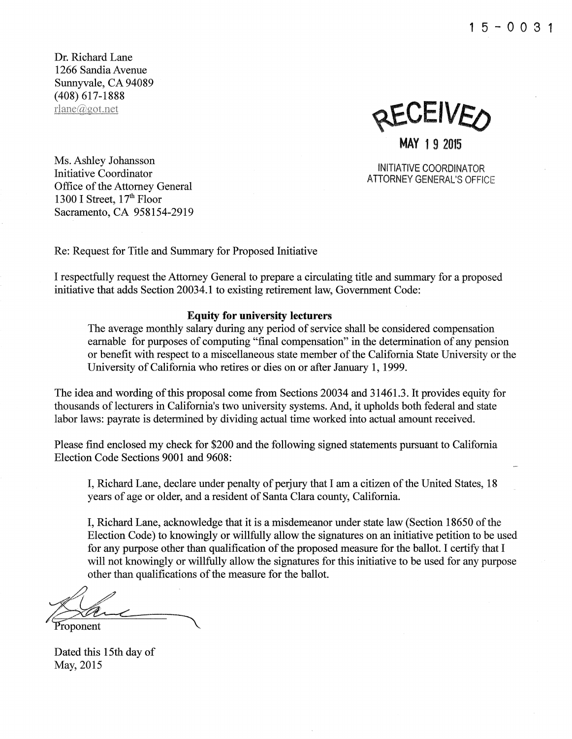15-0031

Dr. Richard Lane
1266 Sandia Avenue
Sunnyvale, CA 94089
(408) 617-1888
rlane@got.net

RECEIVED

MAY 19 2015

INITIATIVE COORDINATOR
ATTORNEY GENERAL'S OFFICE

Ms. Ashley Johansson
Initiative Coordinator
Office of the Attorney General
1300 I Street, 17th Floor
Sacramento, CA 958154-2919

Re: Request for Title and Summary for Proposed Initiative

I respectfully request the Attorney General to prepare a circulating title and summary for a proposed initiative that adds Section 20034.1 to existing retirement law, Government Code:

**Equity for university lecturers**

The average monthly salary during any period of service shall be considered compensation earnable for purposes of computing "final compensation" in the determination of any pension or benefit with respect to a miscellaneous state member of the California State University or the University of California who retires or dies on or after January 1, 1999.

The idea and wording of this proposal come from Sections 20034 and 31461.3. It provides equity for thousands of lecturers in California's two university systems. And, it upholds both federal and state labor laws: payrate is determined by dividing actual time worked into actual amount received.

Please find enclosed my check for $200 and the following signed statements pursuant to California Election Code Sections 9001 and 9608:

I, Richard Lane, declare under penalty of perjury that I am a citizen of the United States, 18 years of age or older, and a resident of Santa Clara county, California.

I, Richard Lane, acknowledge that it is a misdemeanor under state law (Section 18650 of the Election Code) to knowingly or willfully allow the signatures on an initiative petition to be used for any purpose other than qualification of the proposed measure for the ballot. I certify that I will not knowingly or willfully allow the signatures for this initiative to be used for any purpose other than qualifications of the measure for the ballot.

Proponent

Dated this 15th day of
May, 2015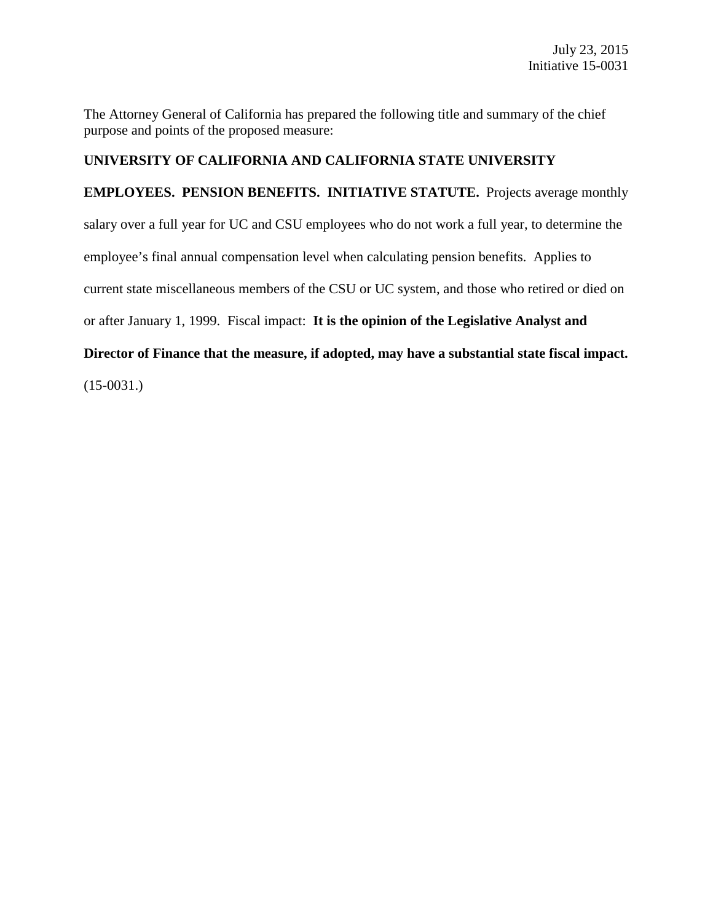July 23, 2015
Initiative 15-0031

The Attorney General of California has prepared the following title and summary of the chief purpose and points of the proposed measure:

**UNIVERSITY OF CALIFORNIA AND CALIFORNIA STATE UNIVERSITY EMPLOYEES. PENSION BENEFITS. INITIATIVE STATUTE.** Projects average monthly salary over a full year for UC and CSU employees who do not work a full year, to determine the employee's final annual compensation level when calculating pension benefits. Applies to current state miscellaneous members of the CSU or UC system, and those who retired or died on or after January 1, 1999. Fiscal impact: **It is the opinion of the Legislative Analyst and Director of Finance that the measure, if adopted, may have a substantial state fiscal impact.** (15-0031.)